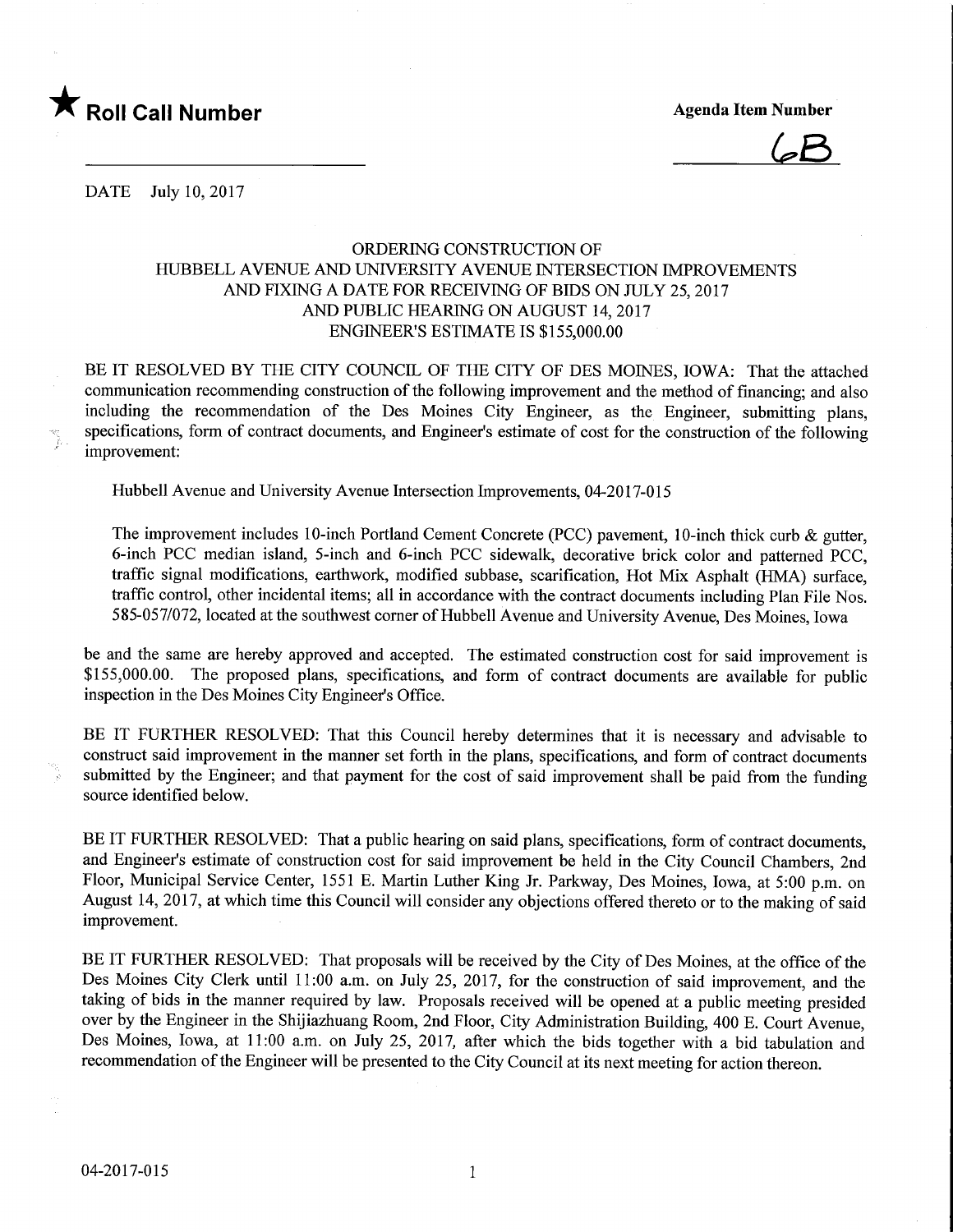★ **Roll Call Number**

**Agenda Item Number**

6B

DATE July 10, 2017

ORDERING CONSTRUCTION OF
HUBBELL AVENUE AND UNIVERSITY AVENUE INTERSECTION IMPROVEMENTS
AND FIXING A DATE FOR RECEIVING OF BIDS ON JULY 25, 2017
AND PUBLIC HEARING ON AUGUST 14, 2017
ENGINEER'S ESTIMATE IS $155,000.00

BE IT RESOLVED BY THE CITY COUNCIL OF THE CITY OF DES MOINES, IOWA: That the attached communication recommending construction of the following improvement and the method of financing; and also including the recommendation of the Des Moines City Engineer, as the Engineer, submitting plans, specifications, form of contract documents, and Engineer's estimate of cost for the construction of the following improvement:

Hubbell Avenue and University Avenue Intersection Improvements, 04-2017-015

The improvement includes 10-inch Portland Cement Concrete (PCC) pavement, 10-inch thick curb & gutter, 6-inch PCC median island, 5-inch and 6-inch PCC sidewalk, decorative brick color and patterned PCC, traffic signal modifications, earthwork, modified subbase, scarification, Hot Mix Asphalt (HMA) surface, traffic control, other incidental items; all in accordance with the contract documents including Plan File Nos. 585-057/072, located at the southwest corner of Hubbell Avenue and University Avenue, Des Moines, Iowa

be and the same are hereby approved and accepted. The estimated construction cost for said improvement is $155,000.00. The proposed plans, specifications, and form of contract documents are available for public inspection in the Des Moines City Engineer's Office.

BE IT FURTHER RESOLVED: That this Council hereby determines that it is necessary and advisable to construct said improvement in the manner set forth in the plans, specifications, and form of contract documents submitted by the Engineer; and that payment for the cost of said improvement shall be paid from the funding source identified below.

BE IT FURTHER RESOLVED: That a public hearing on said plans, specifications, form of contract documents, and Engineer's estimate of construction cost for said improvement be held in the City Council Chambers, 2nd Floor, Municipal Service Center, 1551 E. Martin Luther King Jr. Parkway, Des Moines, Iowa, at 5:00 p.m. on August 14, 2017, at which time this Council will consider any objections offered thereto or to the making of said improvement.

BE IT FURTHER RESOLVED: That proposals will be received by the City of Des Moines, at the office of the Des Moines City Clerk until 11:00 a.m. on July 25, 2017, for the construction of said improvement, and the taking of bids in the manner required by law. Proposals received will be opened at a public meeting presided over by the Engineer in the Shijiazhuang Room, 2nd Floor, City Administration Building, 400 E. Court Avenue, Des Moines, Iowa, at 11:00 a.m. on July 25, 2017, after which the bids together with a bid tabulation and recommendation of the Engineer will be presented to the City Council at its next meeting for action thereon.

04-2017-015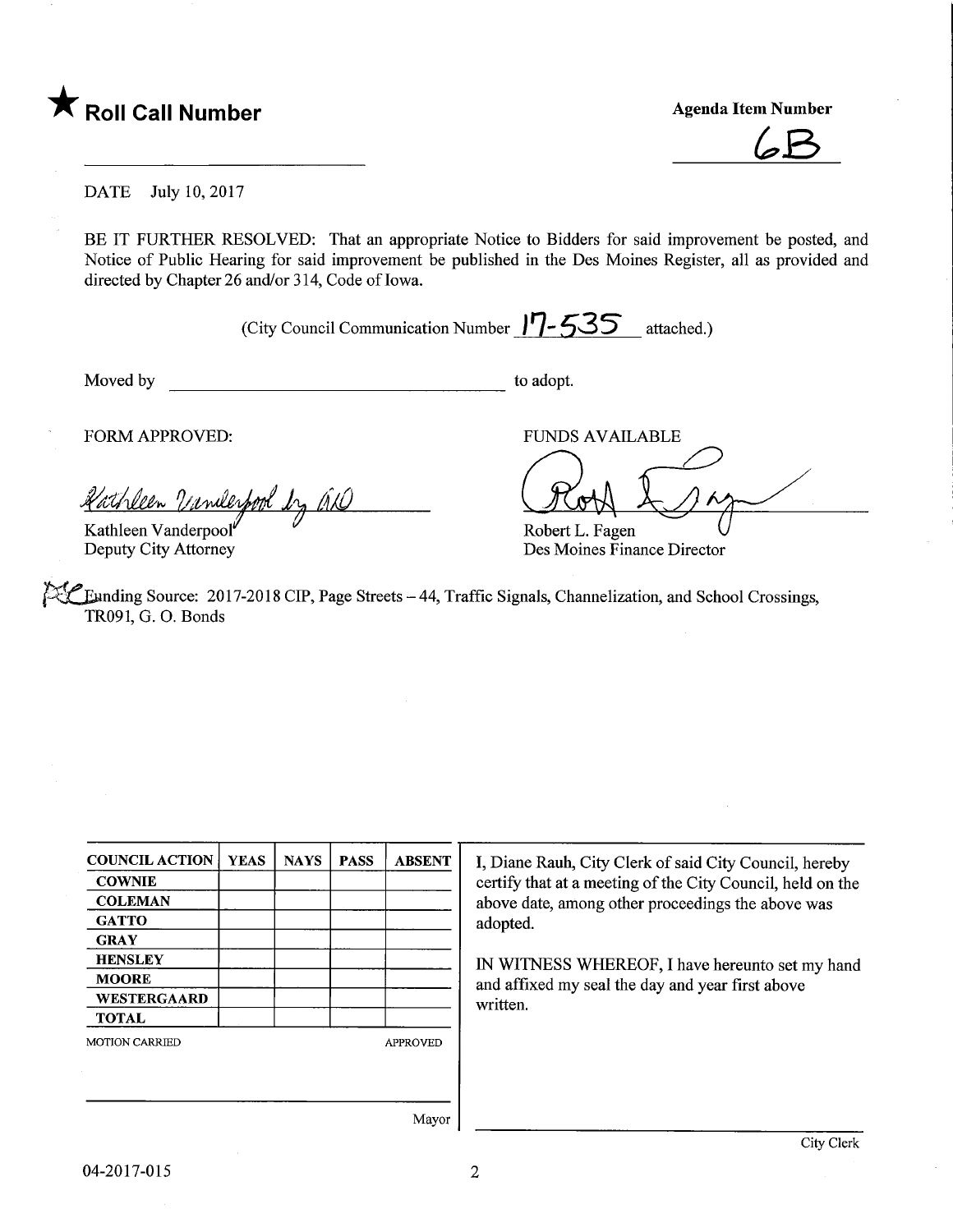★ **Roll Call Number**

**Agenda Item Number**

6B

DATE July 10, 2017

BE IT FURTHER RESOLVED: That an appropriate Notice to Bidders for said improvement be posted, and Notice of Public Hearing for said improvement be published in the Des Moines Register, all as provided and directed by Chapter 26 and/or 314, Code of Iowa.

(City Council Communication Number 17-535 attached.)

Moved by ______________________________ to adopt.

FORM APPROVED:

Kathleen Vanderpool by ALO

Kathleen Vanderpool
Deputy City Attorney

FUNDS AVAILABLE

Robert L. Fagen
Des Moines Finance Director

Funding Source: 2017-2018 CIP, Page Streets – 44, Traffic Signals, Channelization, and School Crossings, TR091, G. O. Bonds

| COUNCIL ACTION | YEAS | NAYS | PASS | ABSENT |
| --- | --- | --- | --- | --- |
| COWNIE | | | | |
| COLEMAN | | | | |
| GATTO | | | | |
| GRAY | | | | |
| HENSLEY | | | | |
| MOORE | | | | |
| WESTERGAARD | | | | |
| TOTAL | | | | |

MOTION CARRIED APPROVED

Mayor

I, Diane Rauh, City Clerk of said City Council, hereby certify that at a meeting of the City Council, held on the above date, among other proceedings the above was adopted.

IN WITNESS WHEREOF, I have hereunto set my hand and affixed my seal the day and year first above written.

City Clerk

04-2017-015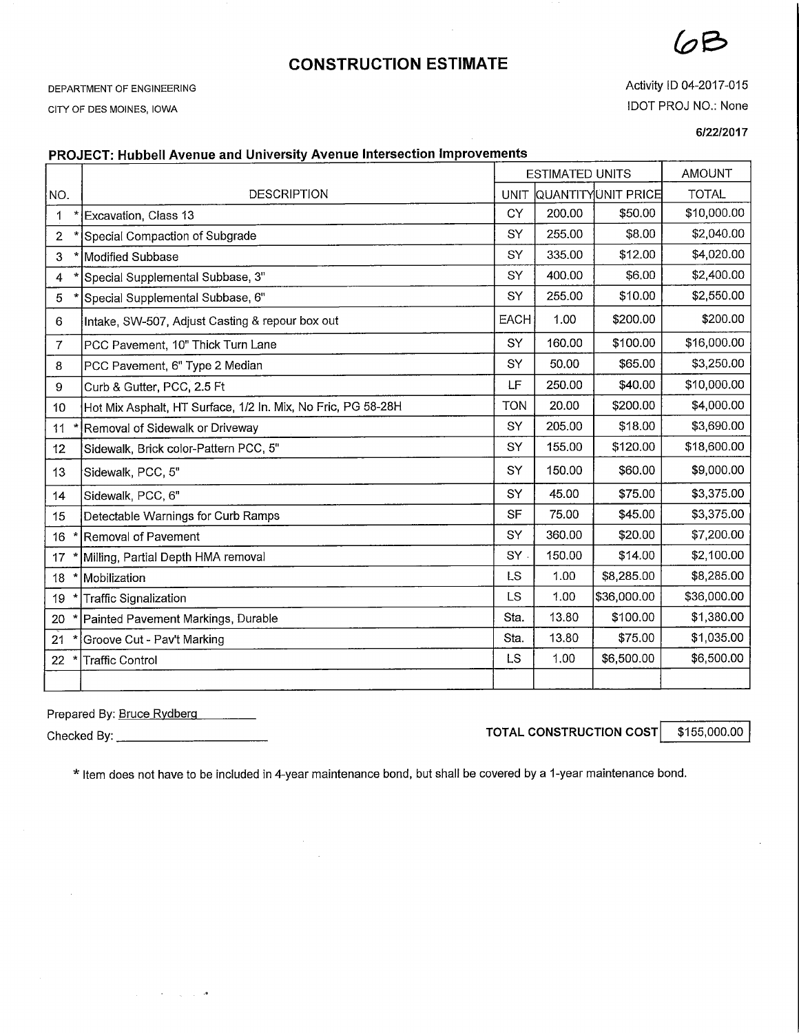6B

# CONSTRUCTION ESTIMATE

DEPARTMENT OF ENGINEERING
CITY OF DES MOINES, IOWA

Activity ID 04-2017-015
IDOT PROJ NO.: None

**6/22/2017**

**PROJECT: Hubbell Avenue and University Avenue Intersection Improvements**

| | | | ESTIMATED UNITS | | AMOUNT |
|---|---|---|---|---|---|
| NO. | DESCRIPTION | UNIT | QUANTITY | UNIT PRICE | TOTAL |
| 1 * | Excavation, Class 13 | CY | 200.00 | $50.00 | $10,000.00 |
| 2 * | Special Compaction of Subgrade | SY | 255.00 | $8.00 | $2,040.00 |
| 3 * | Modified Subbase | SY | 335.00 | $12.00 | $4,020.00 |
| 4 * | Special Supplemental Subbase, 3" | SY | 400.00 | $6.00 | $2,400.00 |
| 5 * | Special Supplemental Subbase, 6" | SY | 255.00 | $10.00 | $2,550.00 |
| 6 | Intake, SW-507, Adjust Casting & repour box out | EACH | 1.00 | $200.00 | $200.00 |
| 7 | PCC Pavement, 10" Thick Turn Lane | SY | 160.00 | $100.00 | $16,000.00 |
| 8 | PCC Pavement, 6" Type 2 Median | SY | 50.00 | $65.00 | $3,250.00 |
| 9 | Curb & Gutter, PCC, 2.5 Ft | LF | 250.00 | $40.00 | $10,000.00 |
| 10 | Hot Mix Asphalt, HT Surface, 1/2 In. Mix, No Fric, PG 58-28H | TON | 20.00 | $200.00 | $4,000.00 |
| 11 * | Removal of Sidewalk or Driveway | SY | 205.00 | $18.00 | $3,690.00 |
| 12 | Sidewalk, Brick color-Pattern PCC, 5" | SY | 155.00 | $120.00 | $18,600.00 |
| 13 | Sidewalk, PCC, 5" | SY | 150.00 | $60.00 | $9,000.00 |
| 14 | Sidewalk, PCC, 6" | SY | 45.00 | $75.00 | $3,375.00 |
| 15 | Detectable Warnings for Curb Ramps | SF | 75.00 | $45.00 | $3,375.00 |
| 16 * | Removal of Pavement | SY | 360.00 | $20.00 | $7,200.00 |
| 17 * | Milling, Partial Depth HMA removal | SY | 150.00 | $14.00 | $2,100.00 |
| 18 * | Mobilization | LS | 1.00 | $8,285.00 | $8,285.00 |
| 19 * | Traffic Signalization | LS | 1.00 | $36,000.00 | $36,000.00 |
| 20 * | Painted Pavement Markings, Durable | Sta. | 13.80 | $100.00 | $1,380.00 |
| 21 * | Groove Cut - Pav't Marking | Sta. | 13.80 | $75.00 | $1,035.00 |
| 22 * | Traffic Control | LS | 1.00 | $6,500.00 | $6,500.00 |
| | | | | | |

Prepared By: Bruce Rydberg

Checked By: ______________________

**TOTAL CONSTRUCTION COST** $155,000.00

* Item does not have to be included in 4-year maintenance bond, but shall be covered by a 1-year maintenance bond.